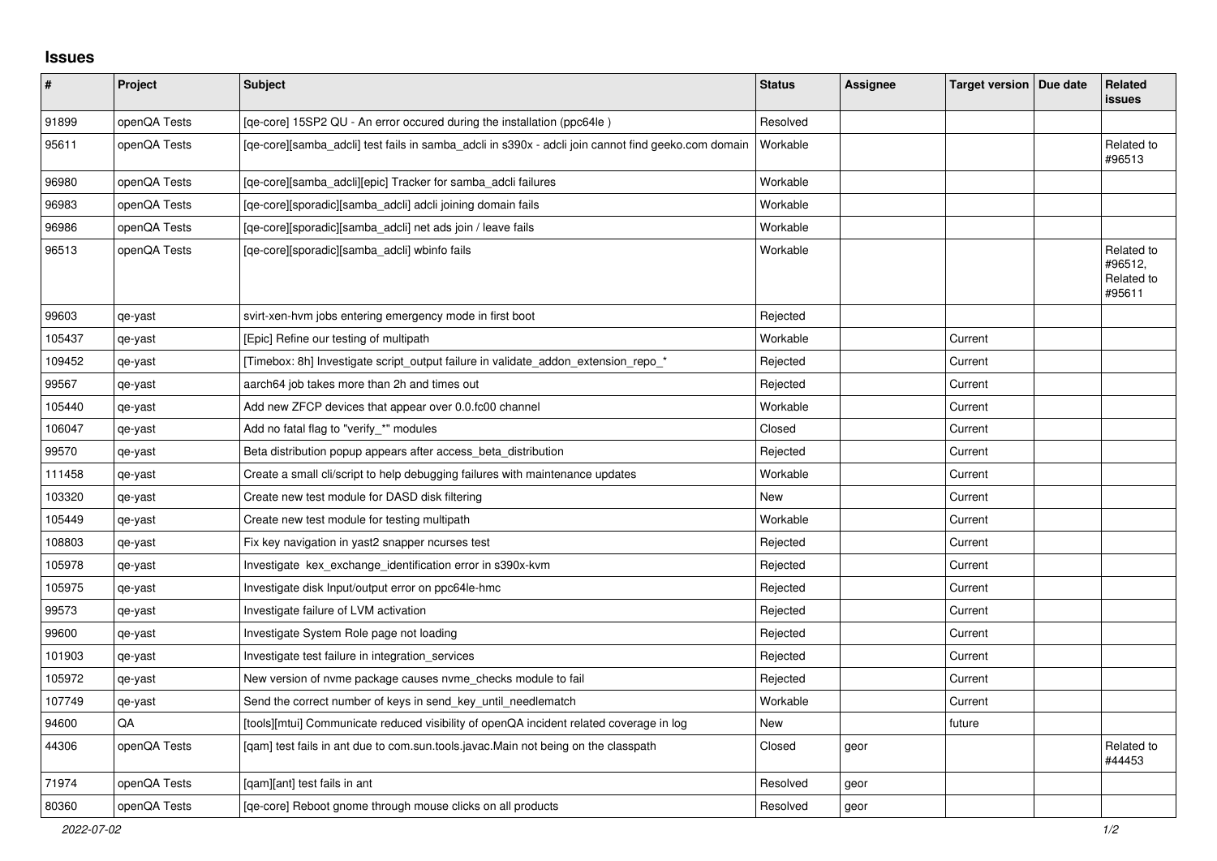## Issues

| # | Project | Subject | Status | Assignee | Target version | Due date | Related issues |
|---|---|---|---|---|---|---|---|
| 91899 | openQA Tests | [qe-core] 15SP2 QU - An error occured during the installation (ppc64le ) | Resolved | | | | |
| 95611 | openQA Tests | [qe-core][samba_adcli] test fails in samba_adcli in s390x - adcli join cannot find geeko.com domain | Workable | | | | Related to #96513 |
| 96980 | openQA Tests | [qe-core][samba_adcli][epic] Tracker for samba_adcli failures | Workable | | | | |
| 96983 | openQA Tests | [qe-core][sporadic][samba_adcli] adcli joining domain fails | Workable | | | | |
| 96986 | openQA Tests | [qe-core][sporadic][samba_adcli] net ads join / leave fails | Workable | | | | |
| 96513 | openQA Tests | [qe-core][sporadic][samba_adcli] wbinfo fails | Workable | | | | Related to #96512, Related to #95611 |
| 99603 | qe-yast | svirt-xen-hvm jobs entering emergency mode in first boot | Rejected | | | | |
| 105437 | qe-yast | [Epic] Refine our testing of multipath | Workable | | Current | | |
| 109452 | qe-yast | [Timebox: 8h] Investigate script_output failure in validate_addon_extension_repo_* | Rejected | | Current | | |
| 99567 | qe-yast | aarch64 job takes more than 2h and times out | Rejected | | Current | | |
| 105440 | qe-yast | Add new ZFCP devices that appear over 0.0.fc00 channel | Workable | | Current | | |
| 106047 | qe-yast | Add no fatal flag to "verify_*" modules | Closed | | Current | | |
| 99570 | qe-yast | Beta distribution popup appears after access_beta_distribution | Rejected | | Current | | |
| 111458 | qe-yast | Create a small cli/script to help debugging failures with maintenance updates | Workable | | Current | | |
| 103320 | qe-yast | Create new test module for DASD disk filtering | New | | Current | | |
| 105449 | qe-yast | Create new test module for testing multipath | Workable | | Current | | |
| 108803 | qe-yast | Fix key navigation in yast2 snapper ncurses test | Rejected | | Current | | |
| 105978 | qe-yast | Investigate kex_exchange_identification error in s390x-kvm | Rejected | | Current | | |
| 105975 | qe-yast | Investigate disk Input/output error on ppc64le-hmc | Rejected | | Current | | |
| 99573 | qe-yast | Investigate failure of LVM activation | Rejected | | Current | | |
| 99600 | qe-yast | Investigate System Role page not loading | Rejected | | Current | | |
| 101903 | qe-yast | Investigate test failure in integration_services | Rejected | | Current | | |
| 105972 | qe-yast | New version of nvme package causes nvme_checks module to fail | Rejected | | Current | | |
| 107749 | qe-yast | Send the correct number of keys in send_key_until_needlematch | Workable | | Current | | |
| 94600 | QA | [tools][mtui] Communicate reduced visibility of openQA incident related coverage in log | New | | future | | |
| 44306 | openQA Tests | [qam] test fails in ant due to com.sun.tools.javac.Main not being on the classpath | Closed | geor | | | Related to #44453 |
| 71974 | openQA Tests | [qam][ant] test fails in ant | Resolved | geor | | | |
| 80360 | openQA Tests | [qe-core] Reboot gnome through mouse clicks on all products | Resolved | geor | | | |

*2022-07-02*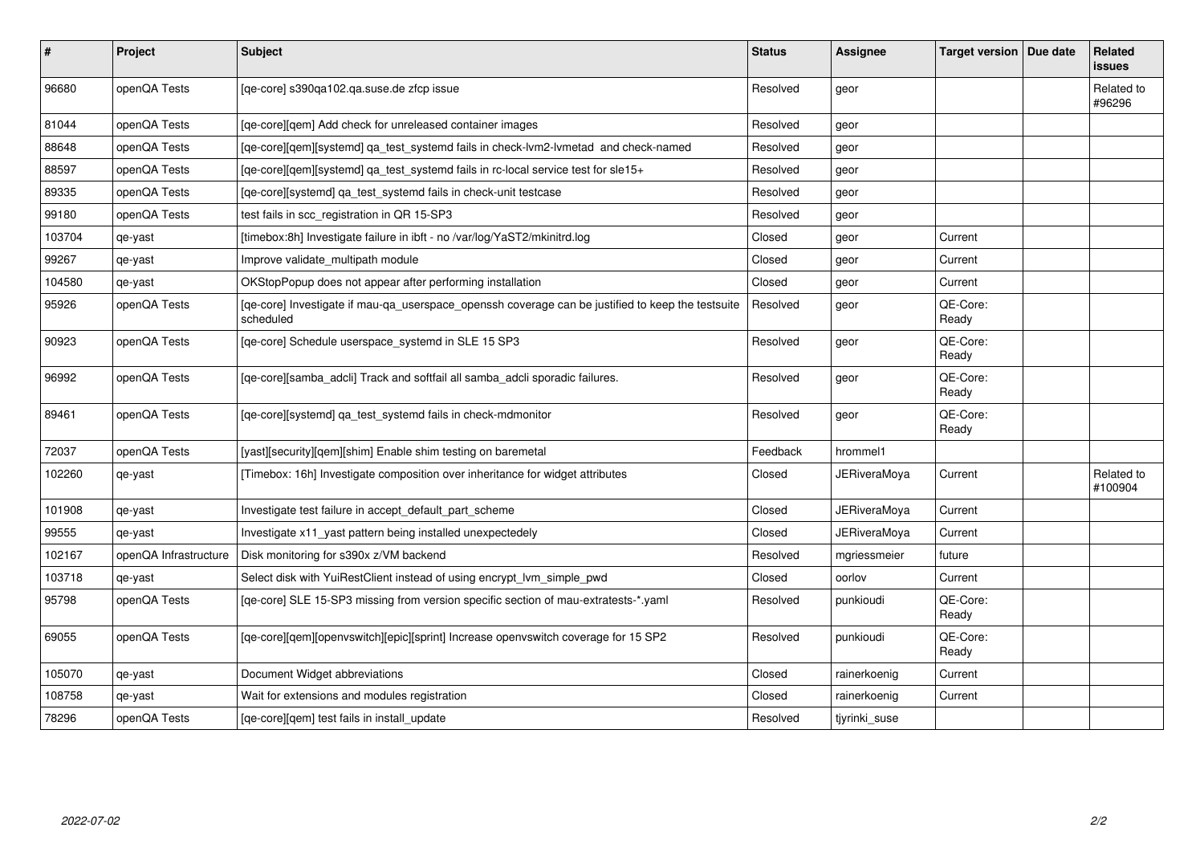| # | Project | Subject | Status | Assignee | Target version | Due date | Related issues |
|---|---|---|---|---|---|---|---|
| 96680 | openQA Tests | [qe-core] s390qa102.qa.suse.de zfcp issue | Resolved | geor | | | Related to #96296 |
| 81044 | openQA Tests | [qe-core][qem] Add check for unreleased container images | Resolved | geor | | | |
| 88648 | openQA Tests | [qe-core][qem][systemd] qa_test_systemd fails in check-lvm2-lvmetad and check-named | Resolved | geor | | | |
| 88597 | openQA Tests | [qe-core][qem][systemd] qa_test_systemd fails in rc-local service test for sle15+ | Resolved | geor | | | |
| 89335 | openQA Tests | [qe-core][systemd] qa_test_systemd fails in check-unit testcase | Resolved | geor | | | |
| 99180 | openQA Tests | test fails in scc_registration in QR 15-SP3 | Resolved | geor | | | |
| 103704 | qe-yast | [timebox:8h] Investigate failure in ibft - no /var/log/YaST2/mkinitrd.log | Closed | geor | Current | | |
| 99267 | qe-yast | Improve validate_multipath module | Closed | geor | Current | | |
| 104580 | qe-yast | OKStopPopup does not appear after performing installation | Closed | geor | Current | | |
| 95926 | openQA Tests | [qe-core] Investigate if mau-qa_userspace_openssh coverage can be justified to keep the testsuite scheduled | Resolved | geor | QE-Core: Ready | | |
| 90923 | openQA Tests | [qe-core] Schedule userspace_systemd in SLE 15 SP3 | Resolved | geor | QE-Core: Ready | | |
| 96992 | openQA Tests | [qe-core][samba_adcli] Track and softfail all samba_adcli sporadic failures. | Resolved | geor | QE-Core: Ready | | |
| 89461 | openQA Tests | [qe-core][systemd] qa_test_systemd fails in check-mdmonitor | Resolved | geor | QE-Core: Ready | | |
| 72037 | openQA Tests | [yast][security][qem][shim] Enable shim testing on baremetal | Feedback | hrommel1 | | | |
| 102260 | qe-yast | [Timebox: 16h] Investigate composition over inheritance for widget attributes | Closed | JERiveraMoya | Current | | Related to #100904 |
| 101908 | qe-yast | Investigate test failure in accept_default_part_scheme | Closed | JERiveraMoya | Current | | |
| 99555 | qe-yast | Investigate x11_yast pattern being installed unexpectedely | Closed | JERiveraMoya | Current | | |
| 102167 | openQA Infrastructure | Disk monitoring for s390x z/VM backend | Resolved | mgriessmeier | future | | |
| 103718 | qe-yast | Select disk with YuiRestClient instead of using encrypt_lvm_simple_pwd | Closed | oorlov | Current | | |
| 95798 | openQA Tests | [qe-core] SLE 15-SP3 missing from version specific section of mau-extratests-*.yaml | Resolved | punkioudi | QE-Core: Ready | | |
| 69055 | openQA Tests | [qe-core][qem][openvswitch][epic][sprint] Increase openvswitch coverage for 15 SP2 | Resolved | punkioudi | QE-Core: Ready | | |
| 105070 | qe-yast | Document Widget abbreviations | Closed | rainerkoenig | Current | | |
| 108758 | qe-yast | Wait for extensions and modules registration | Closed | rainerkoenig | Current | | |
| 78296 | openQA Tests | [qe-core][qem] test fails in install_update | Resolved | tjyrinki_suse | | | |